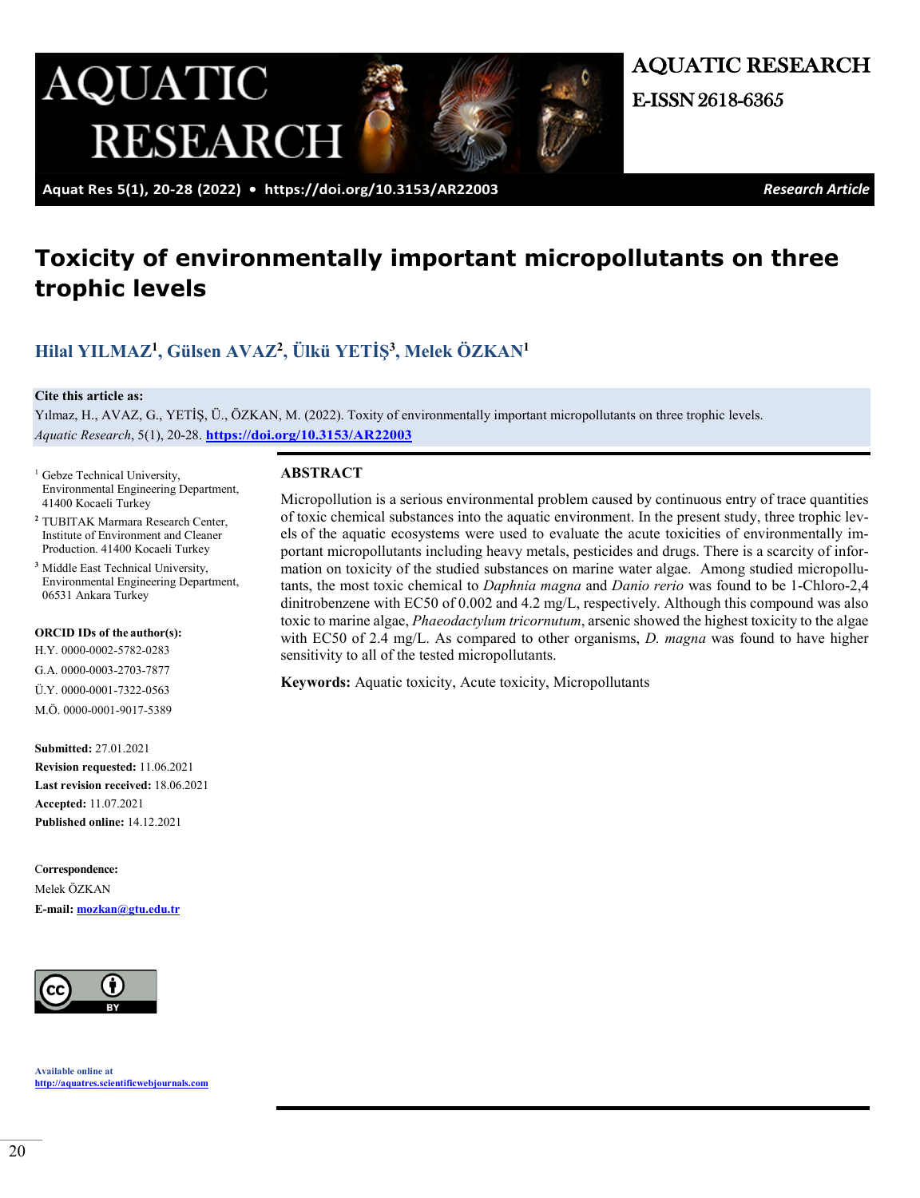# Toxicity of environmentally important micropollutants on three trophic levels

**Hilal YILMAZ[1], Gülsen AVAZ[2], Ülkü YETİŞ[3], Melek ÖZKAN[1]**

**Cite this article as:**
Yılmaz, H., AVAZ, G., YETİŞ, Ü., ÖZKAN, M. (2022). Toxity of environmentally important micropollutants on three trophic levels. *Aquatic Research*, 5(1), 20-28. https://doi.org/10.3153/AR22003

[1] Gebze Technical University, Environmental Engineering Department, 41400 Kocaeli Turkey

[2] TUBITAK Marmara Research Center, Institute of Environment and Cleaner Production. 41400 Kocaeli Turkey

[3] Middle East Technical University, Environmental Engineering Department, 06531 Ankara Turkey

**ORCID IDs of the author(s):**
H.Y. 0000-0002-5782-0283
G.A. 0000-0003-2703-7877
Ü.Y. 0000-0001-7322-0563
M.Ö. 0000-0001-9017-5389

**Submitted:** 27.01.2021
**Revision requested:** 11.06.2021
**Last revision received:** 18.06.2021
**Accepted:** 11.07.2021
**Published online:** 14.12.2021

**Correspondence:**
Melek ÖZKAN
**E-mail:** mozkan@gtu.edu.tr

Available online at
http://aquatres.scientificwebjournals.com

## ABSTRACT

Micropollution is a serious environmental problem caused by continuous entry of trace quantities of toxic chemical substances into the aquatic environment. In the present study, three trophic levels of the aquatic ecosystems were used to evaluate the acute toxicities of environmentally important micropollutants including heavy metals, pesticides and drugs. There is a scarcity of information on toxicity of the studied substances on marine water algae. Among studied micropollutants, the most toxic chemical to *Daphnia magna* and *Danio rerio* was found to be 1-Chloro-2,4 dinitrobenzene with EC50 of 0.002 and 4.2 mg/L, respectively. Although this compound was also toxic to marine algae, *Phaeodactylum tricornutum*, arsenic showed the highest toxicity to the algae with EC50 of 2.4 mg/L. As compared to other organisms, *D. magna* was found to have higher sensitivity to all of the tested micropollutants.

**Keywords:** Aquatic toxicity, Acute toxicity, Micropollutants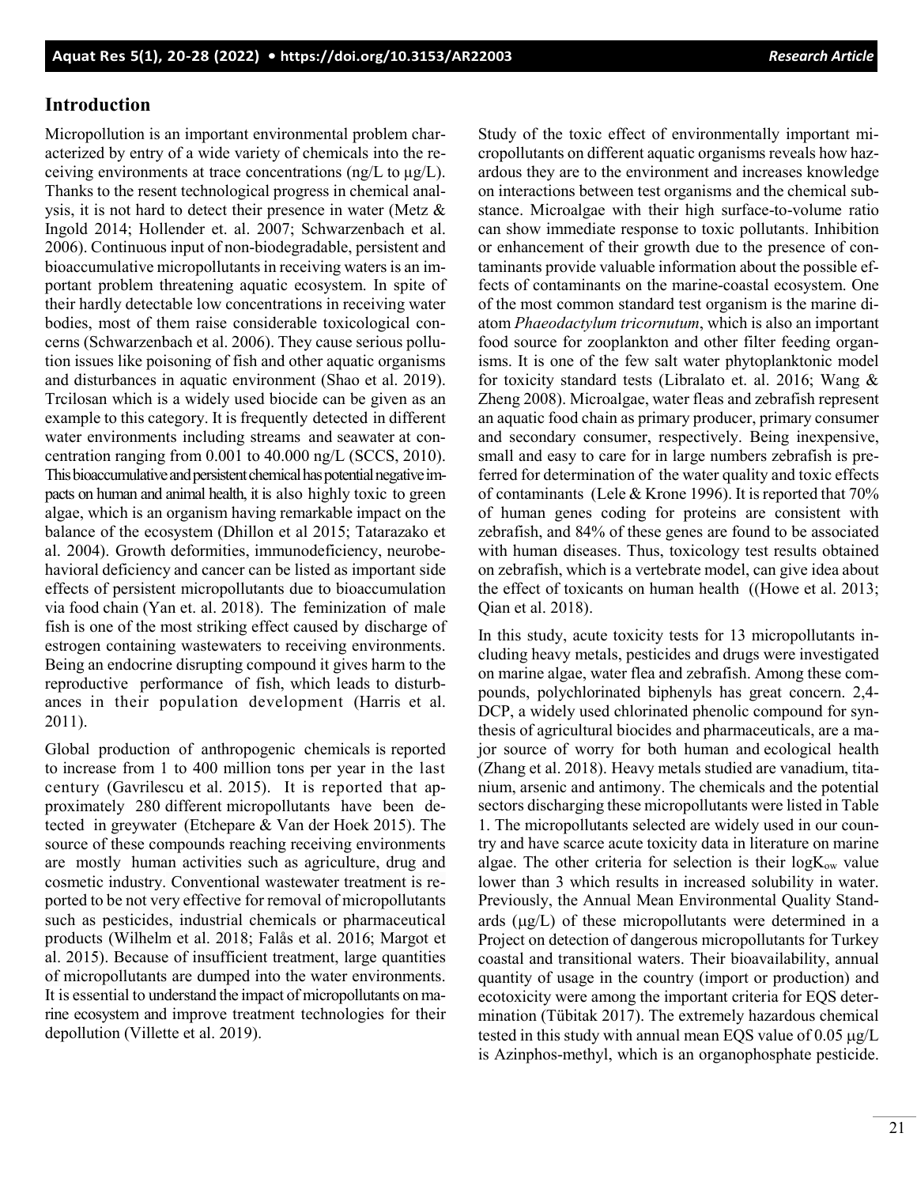## Introduction

Micropollution is an important environmental problem characterized by entry of a wide variety of chemicals into the receiving environments at trace concentrations (ng/L to µg/L). Thanks to the resent technological progress in chemical analysis, it is not hard to detect their presence in water (Metz & Ingold 2014; Hollender et. al. 2007; Schwarzenbach et al. 2006). Continuous input of non-biodegradable, persistent and bioaccumulative micropollutants in receiving waters is an important problem threatening aquatic ecosystem. In spite of their hardly detectable low concentrations in receiving water bodies, most of them raise considerable toxicological concerns (Schwarzenbach et al. 2006). They cause serious pollution issues like poisoning of fish and other aquatic organisms and disturbances in aquatic environment (Shao et al. 2019). Trcilosan which is a widely used biocide can be given as an example to this category. It is frequently detected in different water environments including streams and seawater at concentration ranging from 0.001 to 40.000 ng/L (SCCS, 2010). This bioaccumulative and persistent chemical has potential negative impacts on human and animal health, it is also highly toxic to green algae, which is an organism having remarkable impact on the balance of the ecosystem (Dhillon et al 2015; Tatarazako et al. 2004). Growth deformities, immunodeficiency, neurobehavioral deficiency and cancer can be listed as important side effects of persistent micropollutants due to bioaccumulation via food chain (Yan et. al. 2018). The feminization of male fish is one of the most striking effect caused by discharge of estrogen containing wastewaters to receiving environments. Being an endocrine disrupting compound it gives harm to the reproductive performance of fish, which leads to disturbances in their population development (Harris et al. 2011).

Global production of anthropogenic chemicals is reported to increase from 1 to 400 million tons per year in the last century (Gavrilescu et al. 2015). It is reported that approximately 280 different micropollutants have been detected in greywater (Etchepare & Van der Hoek 2015). The source of these compounds reaching receiving environments are mostly human activities such as agriculture, drug and cosmetic industry. Conventional wastewater treatment is reported to be not very effective for removal of micropollutants such as pesticides, industrial chemicals or pharmaceutical products (Wilhelm et al. 2018; Falås et al. 2016; Margot et al. 2015). Because of insufficient treatment, large quantities of micropollutants are dumped into the water environments. It is essential to understand the impact of micropollutants on marine ecosystem and improve treatment technologies for their depollution (Villette et al. 2019).

Study of the toxic effect of environmentally important micropollutants on different aquatic organisms reveals how hazardous they are to the environment and increases knowledge on interactions between test organisms and the chemical substance. Microalgae with their high surface-to-volume ratio can show immediate response to toxic pollutants. Inhibition or enhancement of their growth due to the presence of contaminants provide valuable information about the possible effects of contaminants on the marine-coastal ecosystem. One of the most common standard test organism is the marine diatom *Phaeodactylum tricornutum*, which is also an important food source for zooplankton and other filter feeding organisms. It is one of the few salt water phytoplanktonic model for toxicity standard tests (Libralato et. al. 2016; Wang & Zheng 2008). Microalgae, water fleas and zebrafish represent an aquatic food chain as primary producer, primary consumer and secondary consumer, respectively. Being inexpensive, small and easy to care for in large numbers zebrafish is preferred for determination of the water quality and toxic effects of contaminants (Lele & Krone 1996). It is reported that 70% of human genes coding for proteins are consistent with zebrafish, and 84% of these genes are found to be associated with human diseases. Thus, toxicology test results obtained on zebrafish, which is a vertebrate model, can give idea about the effect of toxicants on human health ((Howe et al. 2013; Qian et al. 2018).

In this study, acute toxicity tests for 13 micropollutants including heavy metals, pesticides and drugs were investigated on marine algae, water flea and zebrafish. Among these compounds, polychlorinated biphenyls has great concern. 2,4-DCP, a widely used chlorinated phenolic compound for synthesis of agricultural biocides and pharmaceuticals, are a major source of worry for both human and ecological health (Zhang et al. 2018). Heavy metals studied are vanadium, titanium, arsenic and antimony. The chemicals and the potential sectors discharging these micropollutants were listed in Table 1. The micropollutants selected are widely used in our country and have scarce acute toxicity data in literature on marine algae. The other criteria for selection is their $\log K_{ow}$ value lower than 3 which results in increased solubility in water. Previously, the Annual Mean Environmental Quality Standards (µg/L) of these micropollutants were determined in a Project on detection of dangerous micropollutants for Turkey coastal and transitional waters. Their bioavailability, annual quantity of usage in the country (import or production) and ecotoxicity were among the important criteria for EQS determination (Tübitak 2017). The extremely hazardous chemical tested in this study with annual mean EQS value of 0.05 µg/L is Azinphos-methyl, which is an organophosphate pesticide.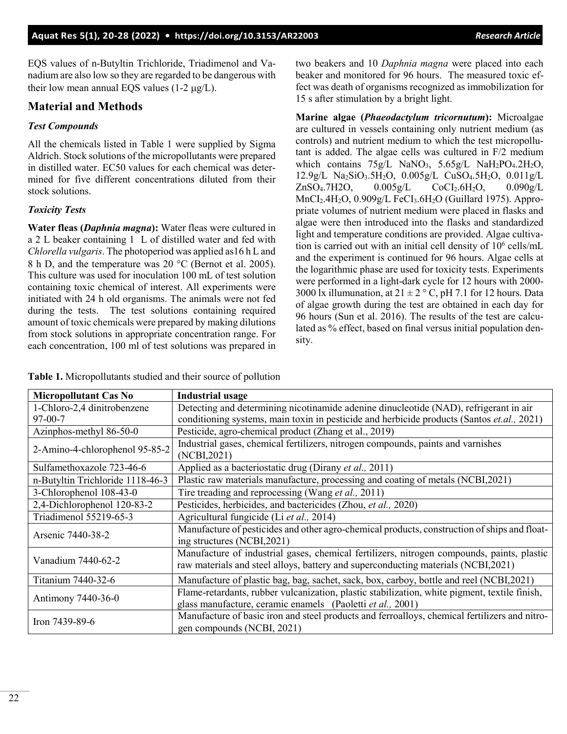EQS values of n-Butyltin Trichloride, Triadimenol and Vanadium are also low so they are regarded to be dangerous with their low mean annual EQS values (1-2 μg/L).

## Material and Methods

### *Test Compounds*

All the chemicals listed in Table 1 were supplied by Sigma Aldrich. Stock solutions of the micropollutants were prepared in distilled water. EC50 values for each chemical was determined for five different concentrations diluted from their stock solutions.

### *Toxicity Tests*

**Water fleas (*Daphnia magna*):** Water fleas were cultured in a 2 L beaker containing 1 L of distilled water and fed with *Chlorella vulgaris*. The photoperiod was applied as16 h L and 8 h D, and the temperature was 20 °C (Bernot et al. 2005). This culture was used for inoculation 100 mL of test solution containing toxic chemical of interest. All experiments were initiated with 24 h old organisms. The animals were not fed during the tests. The test solutions containing required amount of toxic chemicals were prepared by making dilutions from stock solutions in appropriate concentration range. For each concentration, 100 ml of test solutions was prepared in two beakers and 10 *Daphnia magna* were placed into each beaker and monitored for 96 hours. The measured toxic effect was death of organisms recognized as immobilization for 15 s after stimulation by a bright light.

**Marine algae (*Phaeodactylum tricornutum*):** Microalgae are cultured in vessels containing only nutrient medium (as controls) and nutrient medium to which the test micropollutant is added. The algae cells was cultured in F/2 medium which contains 75g/L $NaNO_3$, 5.65g/L $NaH_2PO_4.2H_2O$, 12.9g/L $Na_2SiO_3.5H_2O$, 0.005g/L $CuSO_4.5H_2O$, 0.011g/L $ZnSO_4.7H2O$, 0.005g/L $CoCI_2.6H_2O$, 0.090g/L $MnCI_2.4H_2O$, 0.909g/L $FeCI_3.6H_2O$ (Guillard 1975). Appropriate volumes of nutrient medium were placed in flasks and algae were then introduced into the flasks and standardized light and temperature conditions are provided. Algae cultivation is carried out with an initial cell density of $10^6$ cells/mL and the experiment is continued for 96 hours. Algae cells at the logarithmic phase are used for toxicity tests. Experiments were performed in a light-dark cycle for 12 hours with 2000-3000 lx illumunation, at 21 ± 2 ° C, pH 7.1 for 12 hours. Data of algae growth during the test are obtained in each day for 96 hours (Sun et al. 2016). The results of the test are calculated as % effect, based on final versus initial population density.

**Table 1.** Micropollutants studied and their source of pollution

| Micropollutant Cas No | Industrial usage |
|---|---|
| 1-Chloro-2,4 dinitrobenzene 97-00-7 | Detecting and determining nicotinamide adenine dinucleotide (NAD), refrigerant in air conditioning systems, main toxin in pesticide and herbicide products (Santos *et.al.,* 2021) |
| Azinphos-methyl 86-50-0 | Pesticide, agro-chemical product (Zhang et al., 2019) |
| 2-Amino-4-chlorophenol 95-85-2 | Industrial gases, chemical fertilizers, nitrogen compounds, paints and varnishes (NCBI,2021) |
| Sulfamethoxazole 723-46-6 | Applied as a bacteriostatic drug (Dirany *et al.,* 2011) |
| n-Butyltin Trichloride 1118-46-3 | Plastic raw materials manufacture, processing and coating of metals (NCBI,2021) |
| 3-Chlorophenol 108-43-0 | Tire treading and reprocessing (Wang *et al.,* 2011) |
| 2,4-Dichlorophenol 120-83-2 | Pesticides, herbicides, and bactericides (Zhou, *et al.,* 2020) |
| Triadimenol 55219-65-3 | Agricultural fungicide (Li *et al.,* 2014) |
| Arsenic 7440-38-2 | Manufacture of pesticides and other agro-chemical products, construction of ships and floating structures (NCBI,2021) |
| Vanadium 7440-62-2 | Manufacture of industrial gases, chemical fertilizers, nitrogen compounds, paints, plastic raw materials and steel alloys, battery and superconducting materials (NCBI,2021) |
| Titanium 7440-32-6 | Manufacture of plastic bag, bag, sachet, sack, box, carboy, bottle and reel (NCBI,2021) |
| Antimony 7440-36-0 | Flame-retardants, rubber vulcanization, plastic stabilization, white pigment, textile finish, glass manufacture, ceramic enamels (Paoletti *et al.,* 2001) |
| Iron 7439-89-6 | Manufacture of basic iron and steel products and ferroalloys, chemical fertilizers and nitrogen compounds (NCBI, 2021) |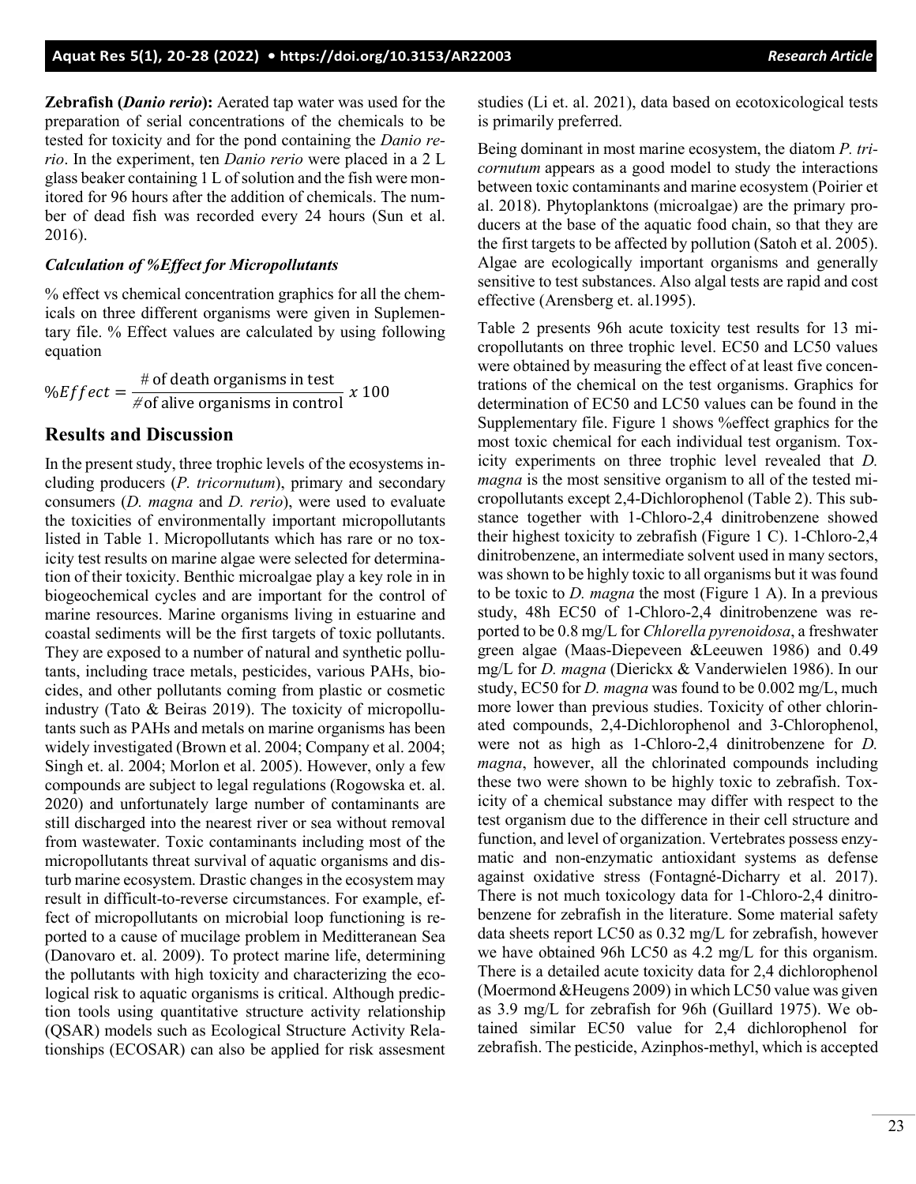**Zebrafish (*Danio rerio*):** Aerated tap water was used for the preparation of serial concentrations of the chemicals to be tested for toxicity and for the pond containing the *Danio rerio*. In the experiment, ten *Danio rerio* were placed in a 2 L glass beaker containing 1 L of solution and the fish were monitored for 96 hours after the addition of chemicals. The number of dead fish was recorded every 24 hours (Sun et al. 2016).

### *Calculation of %Effect for Micropollutants*

% effect vs chemical concentration graphics for all the chemicals on three different organisms were given in Suplementary file. % Effect values are calculated by using following equation

$$\%Effect = \frac{\#\text{ of death organisms in test}}{\#\text{of alive organisms in control}}\ x\ 100$$

## Results and Discussion

In the present study, three trophic levels of the ecosystems including producers (*P. tricornutum*), primary and secondary consumers (*D. magna* and *D. rerio*), were used to evaluate the toxicities of environmentally important micropollutants listed in Table 1. Micropollutants which has rare or no toxicity test results on marine algae were selected for determination of their toxicity. Benthic microalgae play a key role in in biogeochemical cycles and are important for the control of marine resources. Marine organisms living in estuarine and coastal sediments will be the first targets of toxic pollutants. They are exposed to a number of natural and synthetic pollutants, including trace metals, pesticides, various PAHs, biocides, and other pollutants coming from plastic or cosmetic industry (Tato & Beiras 2019). The toxicity of micropollutants such as PAHs and metals on marine organisms has been widely investigated (Brown et al. 2004; Company et al. 2004; Singh et. al. 2004; Morlon et al. 2005). However, only a few compounds are subject to legal regulations (Rogowska et. al. 2020) and unfortunately large number of contaminants are still discharged into the nearest river or sea without removal from wastewater. Toxic contaminants including most of the micropollutants threat survival of aquatic organisms and disturb marine ecosystem. Drastic changes in the ecosystem may result in difficult-to-reverse circumstances. For example, effect of micropollutants on microbial loop functioning is reported to a cause of mucilage problem in Meditteranean Sea (Danovaro et. al. 2009). To protect marine life, determining the pollutants with high toxicity and characterizing the ecological risk to aquatic organisms is critical. Although prediction tools using quantitative structure activity relationship (QSAR) models such as Ecological Structure Activity Relationships (ECOSAR) can also be applied for risk assesment studies (Li et. al. 2021), data based on ecotoxicological tests is primarily preferred.

Being dominant in most marine ecosystem, the diatom *P. tricornutum* appears as a good model to study the interactions between toxic contaminants and marine ecosystem (Poirier et al. 2018). Phytoplanktons (microalgae) are the primary producers at the base of the aquatic food chain, so that they are the first targets to be affected by pollution (Satoh et al. 2005). Algae are ecologically important organisms and generally sensitive to test substances. Also algal tests are rapid and cost effective (Arensberg et. al.1995).

Table 2 presents 96h acute toxicity test results for 13 micropollutants on three trophic level. EC50 and LC50 values were obtained by measuring the effect of at least five concentrations of the chemical on the test organisms. Graphics for determination of EC50 and LC50 values can be found in the Supplementary file. Figure 1 shows %effect graphics for the most toxic chemical for each individual test organism. Toxicity experiments on three trophic level revealed that *D. magna* is the most sensitive organism to all of the tested micropollutants except 2,4-Dichlorophenol (Table 2). This substance together with 1-Chloro-2,4 dinitrobenzene showed their highest toxicity to zebrafish (Figure 1 C). 1-Chloro-2,4 dinitrobenzene, an intermediate solvent used in many sectors, was shown to be highly toxic to all organisms but it was found to be toxic to *D. magna* the most (Figure 1 A). In a previous study, 48h EC50 of 1-Chloro-2,4 dinitrobenzene was reported to be 0.8 mg/L for *Chlorella pyrenoidosa*, a freshwater green algae (Maas-Diepeveen &Leeuwen 1986) and 0.49 mg/L for *D. magna* (Dierickx & Vanderwielen 1986). In our study, EC50 for *D. magna* was found to be 0.002 mg/L, much more lower than previous studies. Toxicity of other chlorinated compounds, 2,4-Dichlorophenol and 3-Chlorophenol, were not as high as 1-Chloro-2,4 dinitrobenzene for *D. magna*, however, all the chlorinated compounds including these two were shown to be highly toxic to zebrafish. Toxicity of a chemical substance may differ with respect to the test organism due to the difference in their cell structure and function, and level of organization. Vertebrates possess enzymatic and non-enzymatic antioxidant systems as defense against oxidative stress (Fontagné-Dicharry et al. 2017). There is not much toxicology data for 1-Chloro-2,4 dinitrobenzene for zebrafish in the literature. Some material safety data sheets report LC50 as 0.32 mg/L for zebrafish, however we have obtained 96h LC50 as 4.2 mg/L for this organism. There is a detailed acute toxicity data for 2,4 dichlorophenol (Moermond &Heugens 2009) in which LC50 value was given as 3.9 mg/L for zebrafish for 96h (Guillard 1975). We obtained similar EC50 value for 2,4 dichlorophenol for zebrafish. The pesticide, Azinphos-methyl, which is accepted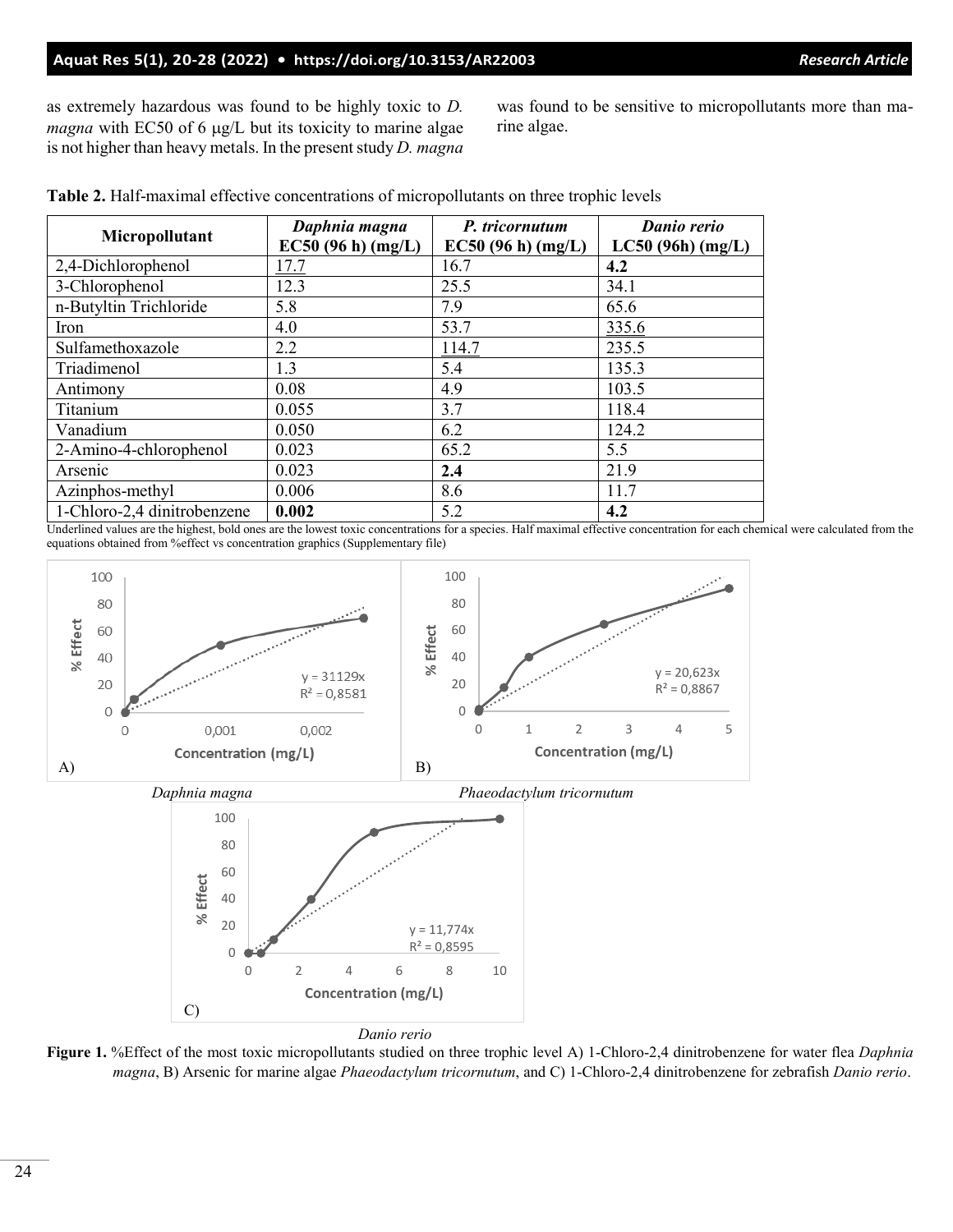as extremely hazardous was found to be highly toxic to *D. magna* with EC50 of 6 μg/L but its toxicity to marine algae is not higher than heavy metals. In the present study *D. magna* was found to be sensitive to micropollutants more than marine algae.

**Table 2.** Half-maximal effective concentrations of micropollutants on three trophic levels

| Micropollutant | *Daphnia magna* EC50 (96 h) (mg/L) | *P. tricornutum* EC50 (96 h) (mg/L) | *Danio rerio* LC50 (96h) (mg/L) |
|---|---|---|---|
| 2,4-Dichlorophenol | 17.7 | 16.7 | **4.2** |
| 3-Chlorophenol | 12.3 | 25.5 | 34.1 |
| n-Butyltin Trichloride | 5.8 | 7.9 | 65.6 |
| Iron | 4.0 | 53.7 | 335.6 |
| Sulfamethoxazole | 2.2 | 114.7 | 235.5 |
| Triadimenol | 1.3 | 5.4 | 135.3 |
| Antimony | 0.08 | 4.9 | 103.5 |
| Titanium | 0.055 | 3.7 | 118.4 |
| Vanadium | 0.050 | 6.2 | 124.2 |
| 2-Amino-4-chlorophenol | 0.023 | 65.2 | 5.5 |
| Arsenic | 0.023 | **2.4** | 21.9 |
| Azinphos-methyl | 0.006 | 8.6 | 11.7 |
| 1-Chloro-2,4 dinitrobenzene | **0.002** | 5.2 | **4.2** |

Underlined values are the highest, bold ones are the lowest toxic concentrations for a species. Half maximal effective concentration for each chemical were calculated from the equations obtained from %effect vs concentration graphics (Supplementary file)

A) *Daphnia magna* — $y = 31129x$, $R^2 = 0,8581$

B) *Phaeodactylum tricornutum* — $y = 20,623x$, $R^2 = 0,8867$

C) *Danio rerio* — $y = 11,774x$, $R^2 = 0,8595$

**Figure 1.** %Effect of the most toxic micropollutants studied on three trophic level A) 1-Chloro-2,4 dinitrobenzene for water flea *Daphnia magna*, B) Arsenic for marine algae *Phaeodactylum tricornutum*, and C) 1-Chloro-2,4 dinitrobenzene for zebrafish *Danio rerio*.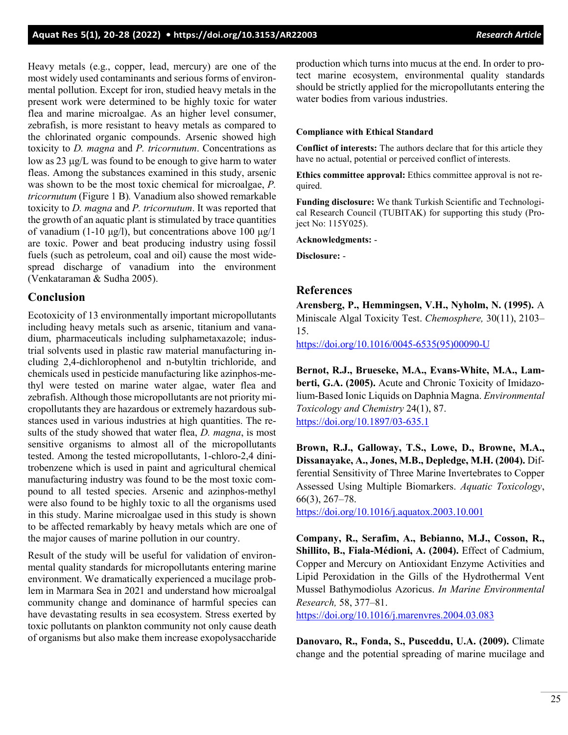Heavy metals (e.g., copper, lead, mercury) are one of the most widely used contaminants and serious forms of environmental pollution. Except for iron, studied heavy metals in the present work were determined to be highly toxic for water flea and marine microalgae. As an higher level consumer, zebrafish, is more resistant to heavy metals as compared to the chlorinated organic compounds. Arsenic showed high toxicity to *D. magna* and *P. tricornutum*. Concentrations as low as 23 µg/L was found to be enough to give harm to water fleas. Among the substances examined in this study, arsenic was shown to be the most toxic chemical for microalgae, *P. tricornutum* (Figure 1 B). Vanadium also showed remarkable toxicity to *D. magna* and *P. tricornutum*. It was reported that the growth of an aquatic plant is stimulated by trace quantities of vanadium (1-10 µg/l), but concentrations above 100 µg/1 are toxic. Power and beat producing industry using fossil fuels (such as petroleum, coal and oil) cause the most widespread discharge of vanadium into the environment (Venkataraman & Sudha 2005).

## Conclusion

Ecotoxicity of 13 environmentally important micropollutants including heavy metals such as arsenic, titanium and vanadium, pharmaceuticals including sulphametaxazole; industrial solvents used in plastic raw material manufacturing including 2,4-dichlorophenol and n-butyltin trichloride, and chemicals used in pesticide manufacturing like azinphos-methyl were tested on marine water algae, water flea and zebrafish. Although those micropollutants are not priority micropollutants they are hazardous or extremely hazardous substances used in various industries at high quantities. The results of the study showed that water flea, *D. magna*, is most sensitive organisms to almost all of the micropollutants tested. Among the tested micropollutants, 1-chloro-2,4 dinitrobenzene which is used in paint and agricultural chemical manufacturing industry was found to be the most toxic compound to all tested species. Arsenic and azinphos-methyl were also found to be highly toxic to all the organisms used in this study. Marine microalgae used in this study is shown to be affected remarkably by heavy metals which are one of the major causes of marine pollution in our country.

Result of the study will be useful for validation of environmental quality standards for micropollutants entering marine environment. We dramatically experienced a mucilage problem in Marmara Sea in 2021 and understand how microalgal community change and dominance of harmful species can have devastating results in sea ecosystem. Stress exerted by toxic pollutants on plankton community not only cause death of organisms but also make them increase exopolysaccharide production which turns into mucus at the end. In order to protect marine ecosystem, environmental quality standards should be strictly applied for the micropollutants entering the water bodies from various industries.

**Compliance with Ethical Standard**

**Conflict of interests:** The authors declare that for this article they have no actual, potential or perceived conflict of interests.

**Ethics committee approval:** Ethics committee approval is not required.

**Funding disclosure:** We thank Turkish Scientific and Technological Research Council (TUBITAK) for supporting this study (Project No: 115Y025).

**Acknowledgments:** -

**Disclosure:** -

## References

**Arensberg, P., Hemmingsen, V.H., Nyholm, N. (1995).** A Miniscale Algal Toxicity Test. *Chemosphere,* 30(11), 2103–15.
https://doi.org/10.1016/0045-6535(95)00090-U

**Bernot, R.J., Brueseke, M.A., Evans-White, M.A., Lamberti, G.A. (2005).** Acute and Chronic Toxicity of Imidazolium-Based Ionic Liquids on Daphnia Magna. *Environmental Toxicology and Chemistry* 24(1), 87.
https://doi.org/10.1897/03-635.1

**Brown, R.J., Galloway, T.S., Lowe, D., Browne, M.A., Dissanayake, A., Jones, M.B., Depledge, M.H. (2004).** Differential Sensitivity of Three Marine Invertebrates to Copper Assessed Using Multiple Biomarkers. *Aquatic Toxicology*, 66(3), 267–78.
https://doi.org/10.1016/j.aquatox.2003.10.001

**Company, R., Serafim, A., Bebianno, M.J., Cosson, R., Shillito, B., Fiala-Médioni, A. (2004).** Effect of Cadmium, Copper and Mercury on Antioxidant Enzyme Activities and Lipid Peroxidation in the Gills of the Hydrothermal Vent Mussel Bathymodiolus Azoricus. *In Marine Environmental Research,* 58, 377–81.
https://doi.org/10.1016/j.marenvres.2004.03.083

**Danovaro, R., Fonda, S., Pusceddu, U.A. (2009).** Climate change and the potential spreading of marine mucilage and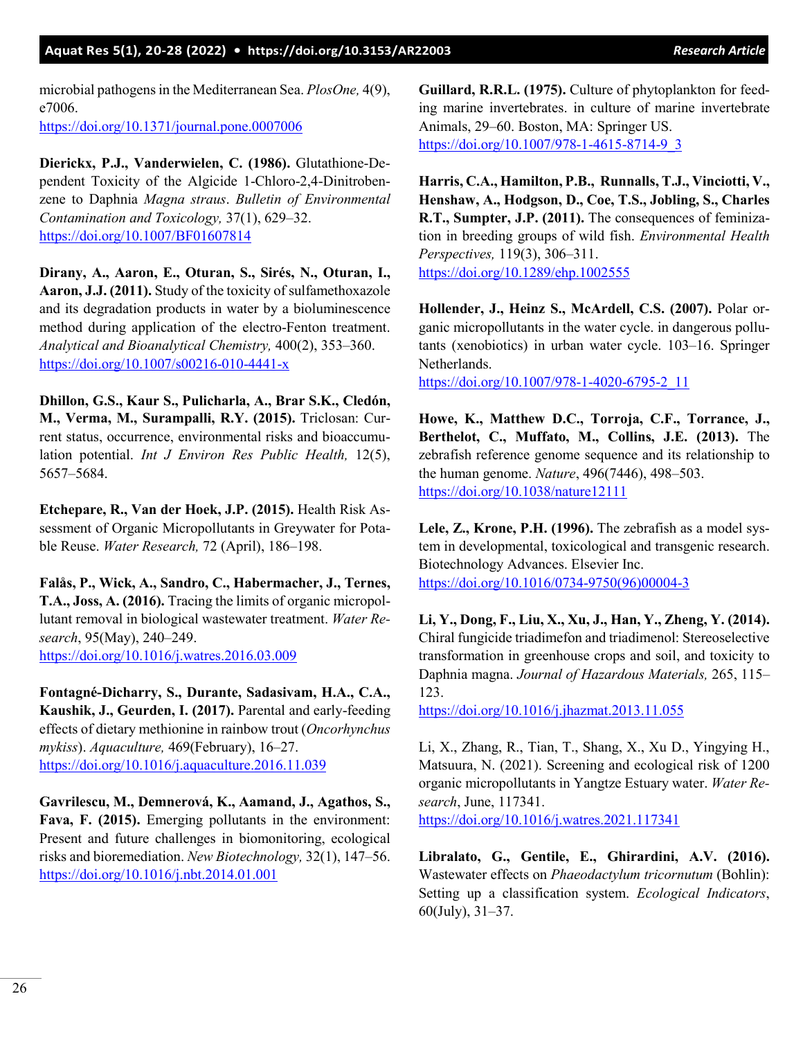microbial pathogens in the Mediterranean Sea. *PlosOne,* 4(9), e7006.
https://doi.org/10.1371/journal.pone.0007006

**Dierickx, P.J., Vanderwielen, C. (1986).** Glutathione-Dependent Toxicity of the Algicide 1-Chloro-2,4-Dinitrobenzene to Daphnia *Magna straus*. *Bulletin of Environmental Contamination and Toxicology,* 37(1), 629–32.
https://doi.org/10.1007/BF01607814

**Dirany, A., Aaron, E., Oturan, S., Sirés, N., Oturan, I., Aaron, J.J. (2011).** Study of the toxicity of sulfamethoxazole and its degradation products in water by a bioluminescence method during application of the electro-Fenton treatment. *Analytical and Bioanalytical Chemistry,* 400(2), 353–360.
https://doi.org/10.1007/s00216-010-4441-x

**Dhillon, G.S., Kaur S., Pulicharla, A., Brar S.K., Cledón, M., Verma, M., Surampalli, R.Y. (2015).** Triclosan: Current status, occurrence, environmental risks and bioaccumulation potential. *Int J Environ Res Public Health,* 12(5), 5657–5684.

**Etchepare, R., Van der Hoek, J.P. (2015).** Health Risk Assessment of Organic Micropollutants in Greywater for Potable Reuse. *Water Research,* 72 (April), 186–198.

**Falås, P., Wick, A., Sandro, C., Habermacher, J., Ternes, T.A., Joss, A. (2016).** Tracing the limits of organic micropollutant removal in biological wastewater treatment. *Water Research*, 95(May), 240–249.
https://doi.org/10.1016/j.watres.2016.03.009

**Fontagné-Dicharry, S., Durante, Sadasivam, H.A., C.A., Kaushik, J., Geurden, I. (2017).** Parental and early-feeding effects of dietary methionine in rainbow trout (*Oncorhynchus mykiss*). *Aquaculture,* 469(February), 16–27.
https://doi.org/10.1016/j.aquaculture.2016.11.039

**Gavrilescu, M., Demnerová, K., Aamand, J., Agathos, S., Fava, F. (2015).** Emerging pollutants in the environment: Present and future challenges in biomonitoring, ecological risks and bioremediation. *New Biotechnology,* 32(1), 147–56.
https://doi.org/10.1016/j.nbt.2014.01.001

**Guillard, R.R.L. (1975).** Culture of phytoplankton for feeding marine invertebrates. in culture of marine invertebrate Animals, 29–60. Boston, MA: Springer US.
https://doi.org/10.1007/978-1-4615-8714-9_3

**Harris, C.A., Hamilton, P.B., Runnalls, T.J., Vinciotti, V., Henshaw, A., Hodgson, D., Coe, T.S., Jobling, S., Charles R.T., Sumpter, J.P. (2011).** The consequences of feminization in breeding groups of wild fish. *Environmental Health Perspectives,* 119(3), 306–311.
https://doi.org/10.1289/ehp.1002555

**Hollender, J., Heinz S., McArdell, C.S. (2007).** Polar organic micropollutants in the water cycle. in dangerous pollutants (xenobiotics) in urban water cycle. 103–16. Springer Netherlands.
https://doi.org/10.1007/978-1-4020-6795-2_11

**Howe, K., Matthew D.C., Torroja, C.F., Torrance, J., Berthelot, C., Muffato, M., Collins, J.E. (2013).** The zebrafish reference genome sequence and its relationship to the human genome. *Nature*, 496(7446), 498–503.
https://doi.org/10.1038/nature12111

**Lele, Z., Krone, P.H. (1996).** The zebrafish as a model system in developmental, toxicological and transgenic research. Biotechnology Advances. Elsevier Inc.
https://doi.org/10.1016/0734-9750(96)00004-3

**Li, Y., Dong, F., Liu, X., Xu, J., Han, Y., Zheng, Y. (2014).** Chiral fungicide triadimefon and triadimenol: Stereoselective transformation in greenhouse crops and soil, and toxicity to Daphnia magna. *Journal of Hazardous Materials,* 265, 115–123.
https://doi.org/10.1016/j.jhazmat.2013.11.055

Li, X., Zhang, R., Tian, T., Shang, X., Xu D., Yingying H., Matsuura, N. (2021). Screening and ecological risk of 1200 organic micropollutants in Yangtze Estuary water. *Water Research*, June, 117341.
https://doi.org/10.1016/j.watres.2021.117341

**Libralato, G., Gentile, E., Ghirardini, A.V. (2016).** Wastewater effects on *Phaeodactylum tricornutum* (Bohlin): Setting up a classification system. *Ecological Indicators*, 60(July), 31–37.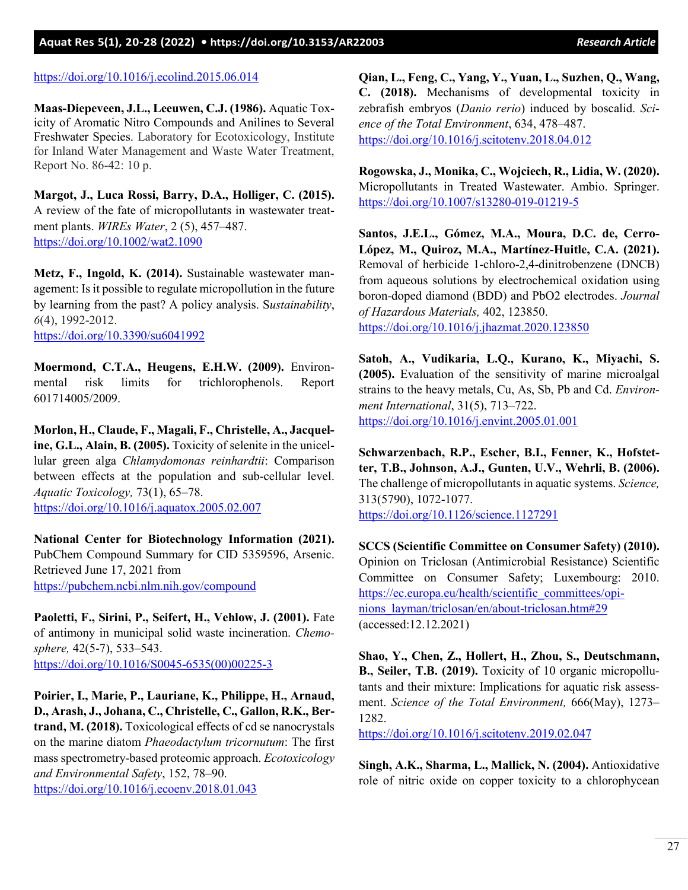https://doi.org/10.1016/j.ecolind.2015.06.014

**Maas-Diepeveen, J.L., Leeuwen, C.J. (1986).** Aquatic Toxicity of Aromatic Nitro Compounds and Anilines to Several Freshwater Species. Laboratory for Ecotoxicology, Institute for Inland Water Management and Waste Water Treatment, Report No. 86-42: 10 p.

**Margot, J., Luca Rossi, Barry, D.A., Holliger, C. (2015).** A review of the fate of micropollutants in wastewater treatment plants. *WIREs Water*, 2 (5), 457–487. https://doi.org/10.1002/wat2.1090

**Metz, F., Ingold, K. (2014).** Sustainable wastewater management: Is it possible to regulate micropollution in the future by learning from the past? A policy analysis. S*ustainability*, *6*(4), 1992-2012. https://doi.org/10.3390/su6041992

**Moermond, C.T.A., Heugens, E.H.W. (2009).** Environmental risk limits for trichlorophenols. Report 601714005/2009.

**Morlon, H., Claude, F., Magali, F., Christelle, A., Jacqueline, G.L., Alain, B. (2005).** Toxicity of selenite in the unicellular green alga *Chlamydomonas reinhardtii*: Comparison between effects at the population and sub-cellular level. *Aquatic Toxicology,* 73(1), 65–78. https://doi.org/10.1016/j.aquatox.2005.02.007

**National Center for Biotechnology Information (2021).** PubChem Compound Summary for CID 5359596, Arsenic. Retrieved June 17, 2021 from https://pubchem.ncbi.nlm.nih.gov/compound

**Paoletti, F., Sirini, P., Seifert, H., Vehlow, J. (2001).** Fate of antimony in municipal solid waste incineration. *Chemosphere,* 42(5-7), 533–543. https://doi.org/10.1016/S0045-6535(00)00225-3

**Poirier, I., Marie, P., Lauriane, K., Philippe, H., Arnaud, D., Arash, J., Johana, C., Christelle, C., Gallon, R.K., Bertrand, M. (2018).** Toxicological effects of cd se nanocrystals on the marine diatom *Phaeodactylum tricornutum*: The first mass spectrometry-based proteomic approach. *Ecotoxicology and Environmental Safety*, 152, 78–90. https://doi.org/10.1016/j.ecoenv.2018.01.043

**Qian, L., Feng, C., Yang, Y., Yuan, L., Suzhen, Q., Wang, C. (2018).** Mechanisms of developmental toxicity in zebrafish embryos (*Danio rerio*) induced by boscalid. *Science of the Total Environment*, 634, 478–487. https://doi.org/10.1016/j.scitotenv.2018.04.012

**Rogowska, J., Monika, C., Wojciech, R., Lidia, W. (2020).** Micropollutants in Treated Wastewater. Ambio. Springer. https://doi.org/10.1007/s13280-019-01219-5

**Santos, J.E.L., Gómez, M.A., Moura, D.C. de, Cerro-López, M., Quiroz, M.A., Martínez-Huitle, C.A. (2021).** Removal of herbicide 1-chloro-2,4-dinitrobenzene (DNCB) from aqueous solutions by electrochemical oxidation using boron-doped diamond (BDD) and PbO2 electrodes. *Journal of Hazardous Materials,* 402, 123850. https://doi.org/10.1016/j.jhazmat.2020.123850

**Satoh, A., Vudikaria, L.Q., Kurano, K., Miyachi, S. (2005).** Evaluation of the sensitivity of marine microalgal strains to the heavy metals, Cu, As, Sb, Pb and Cd. *Environment International*, 31(5), 713–722. https://doi.org/10.1016/j.envint.2005.01.001

**Schwarzenbach, R.P., Escher, B.I., Fenner, K., Hofstetter, T.B., Johnson, A.J., Gunten, U.V., Wehrli, B. (2006).** The challenge of micropollutants in aquatic systems. *Science,* 313(5790), 1072-1077. https://doi.org/10.1126/science.1127291

**SCCS (Scientific Committee on Consumer Safety) (2010).** Opinion on Triclosan (Antimicrobial Resistance) Scientific Committee on Consumer Safety; Luxembourg: 2010. https://ec.europa.eu/health/scientific_committees/opinions_layman/triclosan/en/about-triclosan.htm#29 (accessed:12.12.2021)

**Shao, Y., Chen, Z., Hollert, H., Zhou, S., Deutschmann, B., Seiler, T.B. (2019).** Toxicity of 10 organic micropollutants and their mixture: Implications for aquatic risk assessment. *Science of the Total Environment,* 666(May), 1273–1282. https://doi.org/10.1016/j.scitotenv.2019.02.047

**Singh, A.K., Sharma, L., Mallick, N. (2004).** Antioxidative role of nitric oxide on copper toxicity to a chlorophycean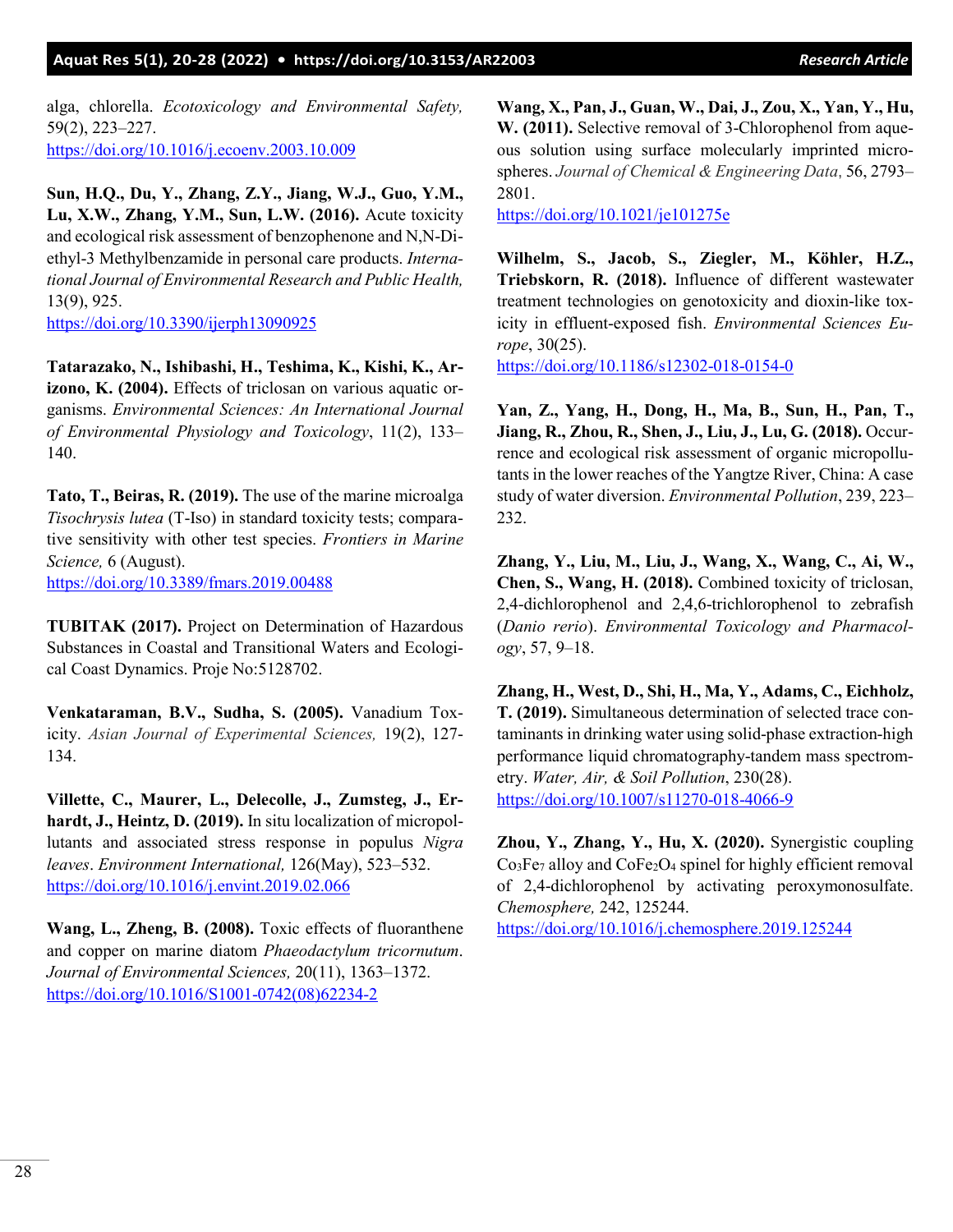alga, chlorella. *Ecotoxicology and Environmental Safety,* 59(2), 223–227.
https://doi.org/10.1016/j.ecoenv.2003.10.009

**Sun, H.Q., Du, Y., Zhang, Z.Y., Jiang, W.J., Guo, Y.M., Lu, X.W., Zhang, Y.M., Sun, L.W. (2016).** Acute toxicity and ecological risk assessment of benzophenone and N,N-Diethyl-3 Methylbenzamide in personal care products. *International Journal of Environmental Research and Public Health,* 13(9), 925.
https://doi.org/10.3390/ijerph13090925

**Tatarazako, N., Ishibashi, H., Teshima, K., Kishi, K., Arizono, K. (2004).** Effects of triclosan on various aquatic organisms. *Environmental Sciences: An International Journal of Environmental Physiology and Toxicology*, 11(2), 133–140.

**Tato, T., Beiras, R. (2019).** The use of the marine microalga *Tisochrysis lutea* (T-Iso) in standard toxicity tests; comparative sensitivity with other test species. *Frontiers in Marine Science,* 6 (August).
https://doi.org/10.3389/fmars.2019.00488

**TUBITAK (2017).** Project on Determination of Hazardous Substances in Coastal and Transitional Waters and Ecological Coast Dynamics. Proje No:5128702.

**Venkataraman, B.V., Sudha, S. (2005).** Vanadium Toxicity. *Asian Journal of Experimental Sciences,* 19(2), 127-134.

**Villette, C., Maurer, L., Delecolle, J., Zumsteg, J., Erhardt, J., Heintz, D. (2019).** In situ localization of micropollutants and associated stress response in populus *Nigra leaves*. *Environment International,* 126(May), 523–532.
https://doi.org/10.1016/j.envint.2019.02.066

**Wang, L., Zheng, B. (2008).** Toxic effects of fluoranthene and copper on marine diatom *Phaeodactylum tricornutum*. *Journal of Environmental Sciences,* 20(11), 1363–1372.
https://doi.org/10.1016/S1001-0742(08)62234-2

**Wang, X., Pan, J., Guan, W., Dai, J., Zou, X., Yan, Y., Hu, W. (2011).** Selective removal of 3-Chlorophenol from aqueous solution using surface molecularly imprinted microspheres. *Journal of Chemical & Engineering Data*, 56, 2793–2801.
https://doi.org/10.1021/je101275e

**Wilhelm, S., Jacob, S., Ziegler, M., Köhler, H.Z., Triebskorn, R. (2018).** Influence of different wastewater treatment technologies on genotoxicity and dioxin-like toxicity in effluent-exposed fish. *Environmental Sciences Europe*, 30(25).
https://doi.org/10.1186/s12302-018-0154-0

**Yan, Z., Yang, H., Dong, H., Ma, B., Sun, H., Pan, T., Jiang, R., Zhou, R., Shen, J., Liu, J., Lu, G. (2018).** Occurrence and ecological risk assessment of organic micropollutants in the lower reaches of the Yangtze River, China: A case study of water diversion. *Environmental Pollution*, 239, 223–232.

**Zhang, Y., Liu, M., Liu, J., Wang, X., Wang, C., Ai, W., Chen, S., Wang, H. (2018).** Combined toxicity of triclosan, 2,4-dichlorophenol and 2,4,6-trichlorophenol to zebrafish (*Danio rerio*). *Environmental Toxicology and Pharmacology*, 57, 9–18.

**Zhang, H., West, D., Shi, H., Ma, Y., Adams, C., Eichholz, T. (2019).** Simultaneous determination of selected trace contaminants in drinking water using solid-phase extraction-high performance liquid chromatography-tandem mass spectrometry. *Water, Air, & Soil Pollution*, 230(28).
https://doi.org/10.1007/s11270-018-4066-9

**Zhou, Y., Zhang, Y., Hu, X. (2020).** Synergistic coupling $Co_3Fe_7$ alloy and $CoFe_2O_4$ spinel for highly efficient removal of 2,4-dichlorophenol by activating peroxymonosulfate. *Chemosphere,* 242, 125244.
https://doi.org/10.1016/j.chemosphere.2019.125244